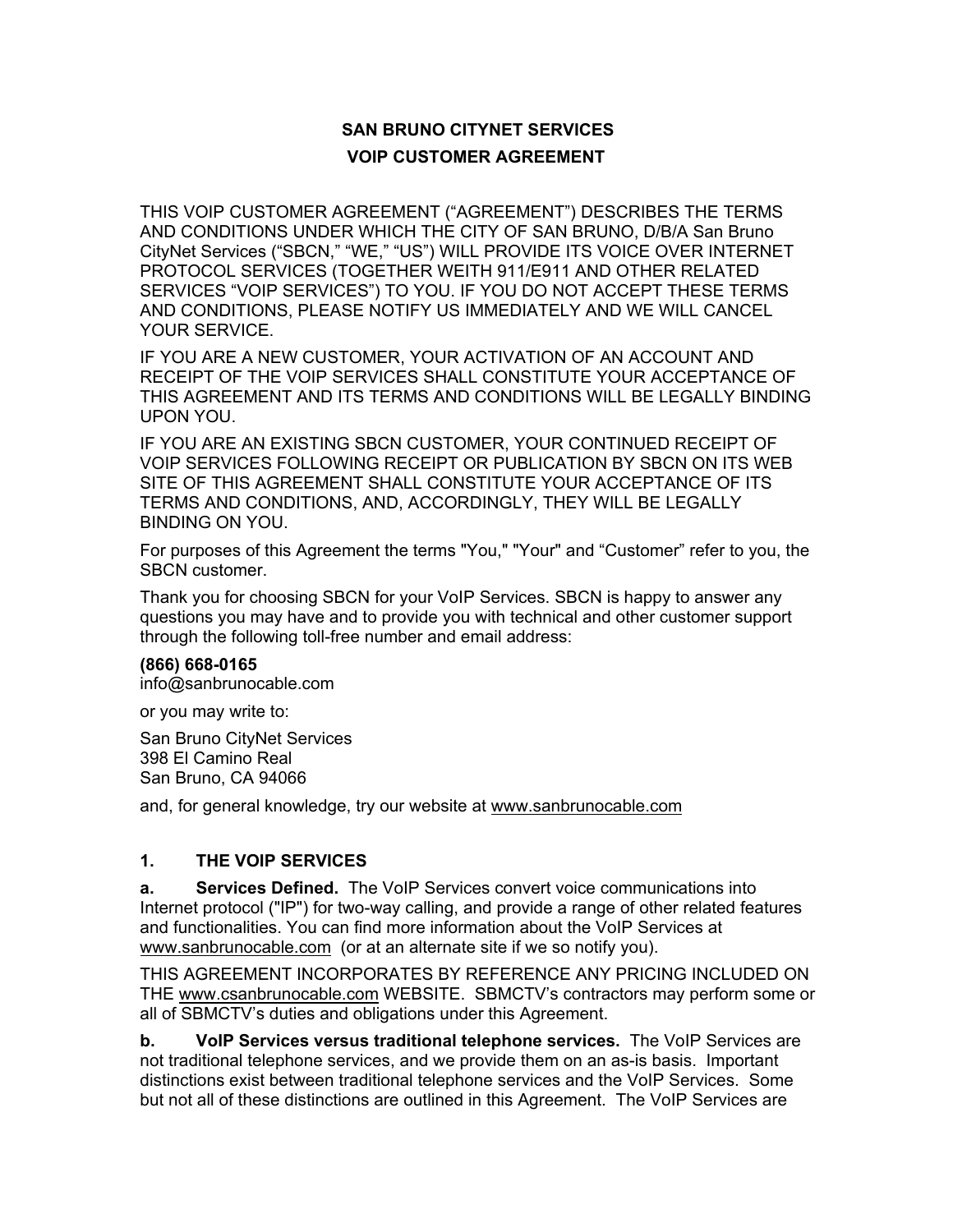# SAN BRUNO CITYNET SERVICES

## VOIP CUSTOMER AGREEMENT

THIS VOIP CUSTOMER AGREEMENT ("AGREEMENT") DESCRIBES THE TERMS AND CONDITIONS UNDER WHICH THE CITY OF SAN BRUNO, D/B/A San Bruno CityNet Services ("SBCN," "WE," "US") WILL PROVIDE ITS VOICE OVER INTERNET PROTOCOL SERVICES (TOGETHER WEITH 911/E911 AND OTHER RELATED SERVICES "VOIP SERVICES") TO YOU. IF YOU DO NOT ACCEPT THESE TERMS AND CONDITIONS, PLEASE NOTIFY US IMMEDIATELY AND WE WILL CANCEL YOUR SERVICE.

IF YOU ARE A NEW CUSTOMER, YOUR ACTIVATION OF AN ACCOUNT AND RECEIPT OF THE VOIP SERVICES SHALL CONSTITUTE YOUR ACCEPTANCE OF THIS AGREEMENT AND ITS TERMS AND CONDITIONS WILL BE LEGALLY BINDING UPON YOU.

IF YOU ARE AN EXISTING SBCN CUSTOMER, YOUR CONTINUED RECEIPT OF VOIP SERVICES FOLLOWING RECEIPT OR PUBLICATION BY SBCN ON ITS WEB SITE OF THIS AGREEMENT SHALL CONSTITUTE YOUR ACCEPTANCE OF ITS TERMS AND CONDITIONS, AND, ACCORDINGLY, THEY WILL BE LEGALLY BINDING ON YOU.

For purposes of this Agreement the terms "You," "Your" and "Customer" refer to you, the SBCN customer.

Thank you for choosing SBCN for your VoIP Services. SBCN is happy to answer any questions you may have and to provide you with technical and other customer support through the following toll-free number and email address:

**(866) 668-0165**
info@sanbrunocable.com

or you may write to:

San Bruno CityNet Services
398 El Camino Real
San Bruno, CA 94066

and, for general knowledge, try our website at www.sanbrunocable.com

## 1. THE VOIP SERVICES

**a. Services Defined.** The VoIP Services convert voice communications into Internet protocol ("IP") for two-way calling, and provide a range of other related features and functionalities. You can find more information about the VoIP Services at www.sanbrunocable.com (or at an alternate site if we so notify you).

THIS AGREEMENT INCORPORATES BY REFERENCE ANY PRICING INCLUDED ON THE www.csanbrunocable.com WEBSITE. SBMCTV's contractors may perform some or all of SBMCTV's duties and obligations under this Agreement.

**b. VoIP Services versus traditional telephone services.** The VoIP Services are not traditional telephone services, and we provide them on an as-is basis. Important distinctions exist between traditional telephone services and the VoIP Services. Some but not all of these distinctions are outlined in this Agreement. The VoIP Services are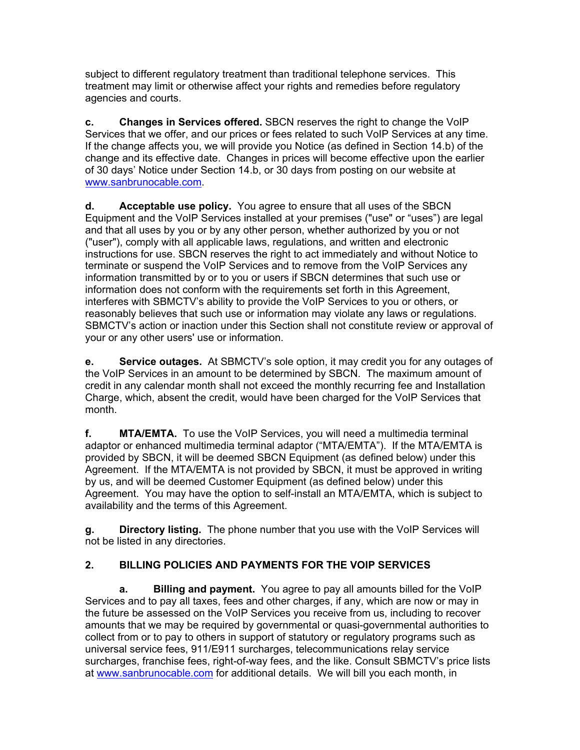subject to different regulatory treatment than traditional telephone services. This treatment may limit or otherwise affect your rights and remedies before regulatory agencies and courts.

**c. Changes in Services offered.** SBCN reserves the right to change the VoIP Services that we offer, and our prices or fees related to such VoIP Services at any time. If the change affects you, we will provide you Notice (as defined in Section 14.b) of the change and its effective date. Changes in prices will become effective upon the earlier of 30 days' Notice under Section 14.b, or 30 days from posting on our website at www.sanbrunocable.com.

**d. Acceptable use policy.** You agree to ensure that all uses of the SBCN Equipment and the VoIP Services installed at your premises ("use" or "uses") are legal and that all uses by you or by any other person, whether authorized by you or not ("user"), comply with all applicable laws, regulations, and written and electronic instructions for use. SBCN reserves the right to act immediately and without Notice to terminate or suspend the VoIP Services and to remove from the VoIP Services any information transmitted by or to you or users if SBCN determines that such use or information does not conform with the requirements set forth in this Agreement, interferes with SBMCTV's ability to provide the VoIP Services to you or others, or reasonably believes that such use or information may violate any laws or regulations. SBMCTV's action or inaction under this Section shall not constitute review or approval of your or any other users' use or information.

**e. Service outages.** At SBMCTV's sole option, it may credit you for any outages of the VoIP Services in an amount to be determined by SBCN. The maximum amount of credit in any calendar month shall not exceed the monthly recurring fee and Installation Charge, which, absent the credit, would have been charged for the VoIP Services that month.

**f. MTA/EMTA.** To use the VoIP Services, you will need a multimedia terminal adaptor or enhanced multimedia terminal adaptor ("MTA/EMTA"). If the MTA/EMTA is provided by SBCN, it will be deemed SBCN Equipment (as defined below) under this Agreement. If the MTA/EMTA is not provided by SBCN, it must be approved in writing by us, and will be deemed Customer Equipment (as defined below) under this Agreement. You may have the option to self-install an MTA/EMTA, which is subject to availability and the terms of this Agreement.

**g. Directory listing.** The phone number that you use with the VoIP Services will not be listed in any directories.

## 2. BILLING POLICIES AND PAYMENTS FOR THE VOIP SERVICES

**a. Billing and payment.** You agree to pay all amounts billed for the VoIP Services and to pay all taxes, fees and other charges, if any, which are now or may in the future be assessed on the VoIP Services you receive from us, including to recover amounts that we may be required by governmental or quasi-governmental authorities to collect from or to pay to others in support of statutory or regulatory programs such as universal service fees, 911/E911 surcharges, telecommunications relay service surcharges, franchise fees, right-of-way fees, and the like. Consult SBMCTV's price lists at www.sanbrunocable.com for additional details. We will bill you each month, in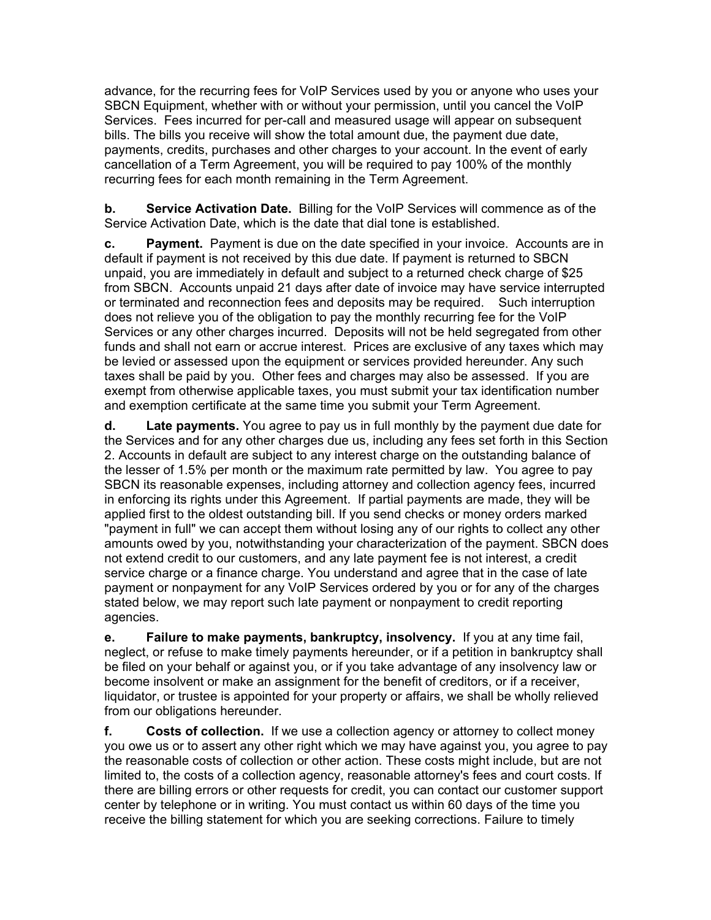advance, for the recurring fees for VoIP Services used by you or anyone who uses your SBCN Equipment, whether with or without your permission, until you cancel the VoIP Services. Fees incurred for per-call and measured usage will appear on subsequent bills. The bills you receive will show the total amount due, the payment due date, payments, credits, purchases and other charges to your account. In the event of early cancellation of a Term Agreement, you will be required to pay 100% of the monthly recurring fees for each month remaining in the Term Agreement.

**b. Service Activation Date.** Billing for the VoIP Services will commence as of the Service Activation Date, which is the date that dial tone is established.

**c. Payment.** Payment is due on the date specified in your invoice. Accounts are in default if payment is not received by this due date. If payment is returned to SBCN unpaid, you are immediately in default and subject to a returned check charge of $25 from SBCN. Accounts unpaid 21 days after date of invoice may have service interrupted or terminated and reconnection fees and deposits may be required. Such interruption does not relieve you of the obligation to pay the monthly recurring fee for the VoIP Services or any other charges incurred. Deposits will not be held segregated from other funds and shall not earn or accrue interest. Prices are exclusive of any taxes which may be levied or assessed upon the equipment or services provided hereunder. Any such taxes shall be paid by you. Other fees and charges may also be assessed. If you are exempt from otherwise applicable taxes, you must submit your tax identification number and exemption certificate at the same time you submit your Term Agreement.

**d. Late payments.** You agree to pay us in full monthly by the payment due date for the Services and for any other charges due us, including any fees set forth in this Section 2. Accounts in default are subject to any interest charge on the outstanding balance of the lesser of 1.5% per month or the maximum rate permitted by law. You agree to pay SBCN its reasonable expenses, including attorney and collection agency fees, incurred in enforcing its rights under this Agreement. If partial payments are made, they will be applied first to the oldest outstanding bill. If you send checks or money orders marked "payment in full" we can accept them without losing any of our rights to collect any other amounts owed by you, notwithstanding your characterization of the payment. SBCN does not extend credit to our customers, and any late payment fee is not interest, a credit service charge or a finance charge. You understand and agree that in the case of late payment or nonpayment for any VoIP Services ordered by you or for any of the charges stated below, we may report such late payment or nonpayment to credit reporting agencies.

**e. Failure to make payments, bankruptcy, insolvency.** If you at any time fail, neglect, or refuse to make timely payments hereunder, or if a petition in bankruptcy shall be filed on your behalf or against you, or if you take advantage of any insolvency law or become insolvent or make an assignment for the benefit of creditors, or if a receiver, liquidator, or trustee is appointed for your property or affairs, we shall be wholly relieved from our obligations hereunder.

**f. Costs of collection.** If we use a collection agency or attorney to collect money you owe us or to assert any other right which we may have against you, you agree to pay the reasonable costs of collection or other action. These costs might include, but are not limited to, the costs of a collection agency, reasonable attorney's fees and court costs. If there are billing errors or other requests for credit, you can contact our customer support center by telephone or in writing. You must contact us within 60 days of the time you receive the billing statement for which you are seeking corrections. Failure to timely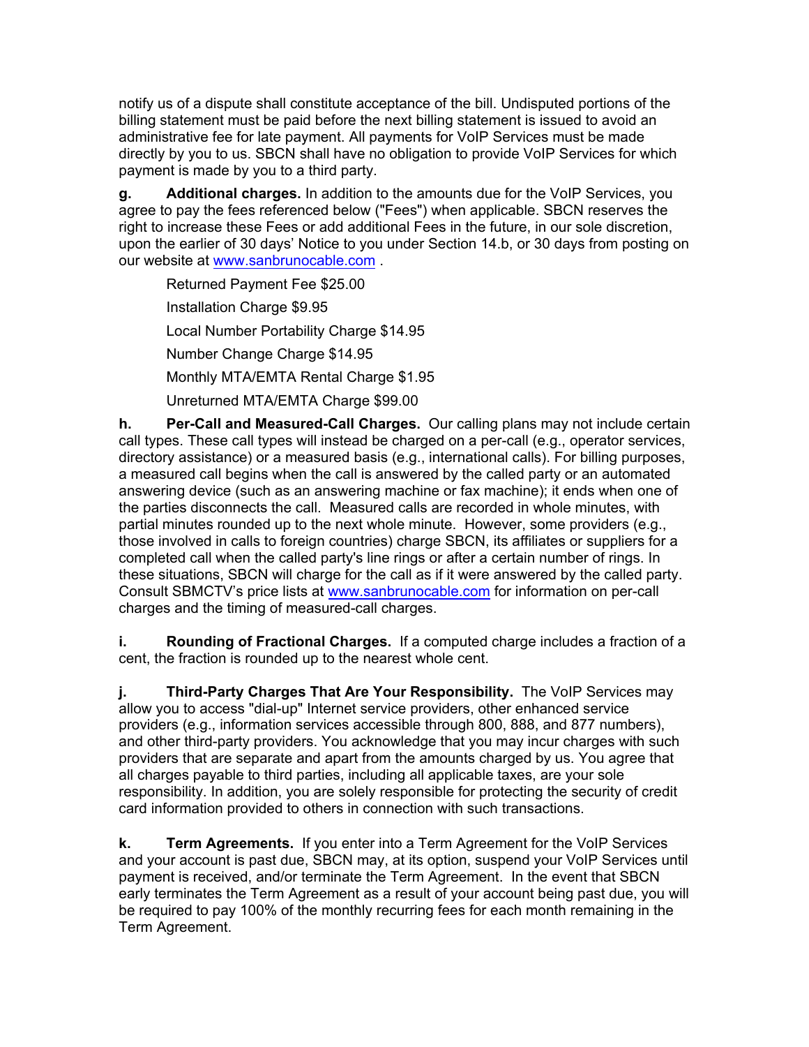notify us of a dispute shall constitute acceptance of the bill. Undisputed portions of the billing statement must be paid before the next billing statement is issued to avoid an administrative fee for late payment. All payments for VoIP Services must be made directly by you to us. SBCN shall have no obligation to provide VoIP Services for which payment is made by you to a third party.

**g. Additional charges.** In addition to the amounts due for the VoIP Services, you agree to pay the fees referenced below ("Fees") when applicable. SBCN reserves the right to increase these Fees or add additional Fees in the future, in our sole discretion, upon the earlier of 30 days' Notice to you under Section 14.b, or 30 days from posting on our website at www.sanbrunocable.com .

Returned Payment Fee $25.00

Installation Charge $9.95

Local Number Portability Charge $14.95

Number Change Charge $14.95

Monthly MTA/EMTA Rental Charge $1.95

Unreturned MTA/EMTA Charge $99.00

**h. Per-Call and Measured-Call Charges.** Our calling plans may not include certain call types. These call types will instead be charged on a per-call (e.g., operator services, directory assistance) or a measured basis (e.g., international calls). For billing purposes, a measured call begins when the call is answered by the called party or an automated answering device (such as an answering machine or fax machine); it ends when one of the parties disconnects the call. Measured calls are recorded in whole minutes, with partial minutes rounded up to the next whole minute. However, some providers (e.g., those involved in calls to foreign countries) charge SBCN, its affiliates or suppliers for a completed call when the called party's line rings or after a certain number of rings. In these situations, SBCN will charge for the call as if it were answered by the called party. Consult SBMCTV's price lists at www.sanbrunocable.com for information on per-call charges and the timing of measured-call charges.

**i. Rounding of Fractional Charges.** If a computed charge includes a fraction of a cent, the fraction is rounded up to the nearest whole cent.

**j. Third-Party Charges That Are Your Responsibility.** The VoIP Services may allow you to access "dial-up" Internet service providers, other enhanced service providers (e.g., information services accessible through 800, 888, and 877 numbers), and other third-party providers. You acknowledge that you may incur charges with such providers that are separate and apart from the amounts charged by us. You agree that all charges payable to third parties, including all applicable taxes, are your sole responsibility. In addition, you are solely responsible for protecting the security of credit card information provided to others in connection with such transactions.

**k. Term Agreements.** If you enter into a Term Agreement for the VoIP Services and your account is past due, SBCN may, at its option, suspend your VoIP Services until payment is received, and/or terminate the Term Agreement. In the event that SBCN early terminates the Term Agreement as a result of your account being past due, you will be required to pay 100% of the monthly recurring fees for each month remaining in the Term Agreement.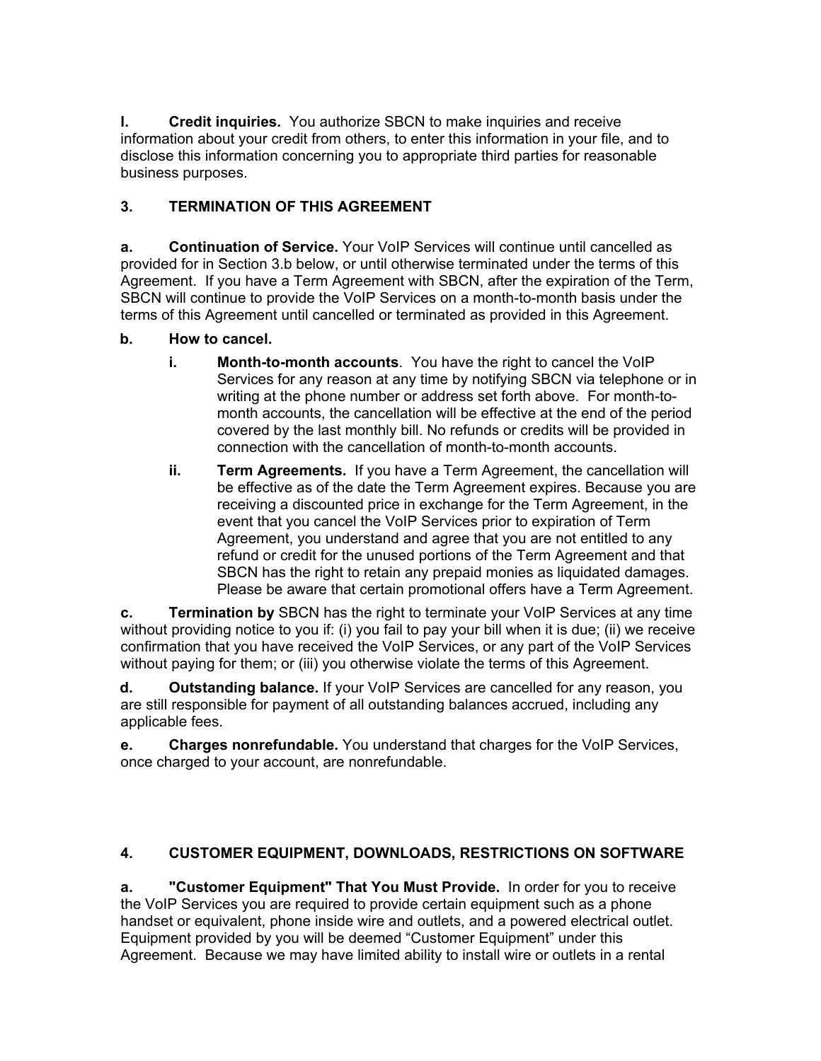**l. Credit inquiries.** You authorize SBCN to make inquiries and receive information about your credit from others, to enter this information in your file, and to disclose this information concerning you to appropriate third parties for reasonable business purposes.

## 3. TERMINATION OF THIS AGREEMENT

**a. Continuation of Service.** Your VoIP Services will continue until cancelled as provided for in Section 3.b below, or until otherwise terminated under the terms of this Agreement. If you have a Term Agreement with SBCN, after the expiration of the Term, SBCN will continue to provide the VoIP Services on a month-to-month basis under the terms of this Agreement until cancelled or terminated as provided in this Agreement.

**b. How to cancel.**

- **i. Month-to-month accounts**. You have the right to cancel the VoIP Services for any reason at any time by notifying SBCN via telephone or in writing at the phone number or address set forth above. For month-to-month accounts, the cancellation will be effective at the end of the period covered by the last monthly bill. No refunds or credits will be provided in connection with the cancellation of month-to-month accounts.
- **ii. Term Agreements.** If you have a Term Agreement, the cancellation will be effective as of the date the Term Agreement expires. Because you are receiving a discounted price in exchange for the Term Agreement, in the event that you cancel the VoIP Services prior to expiration of Term Agreement, you understand and agree that you are not entitled to any refund or credit for the unused portions of the Term Agreement and that SBCN has the right to retain any prepaid monies as liquidated damages. Please be aware that certain promotional offers have a Term Agreement.

**c. Termination by** SBCN has the right to terminate your VoIP Services at any time without providing notice to you if: (i) you fail to pay your bill when it is due; (ii) we receive confirmation that you have received the VoIP Services, or any part of the VoIP Services without paying for them; or (iii) you otherwise violate the terms of this Agreement.

**d. Outstanding balance.** If your VoIP Services are cancelled for any reason, you are still responsible for payment of all outstanding balances accrued, including any applicable fees.

**e. Charges nonrefundable.** You understand that charges for the VoIP Services, once charged to your account, are nonrefundable.

## 4. CUSTOMER EQUIPMENT, DOWNLOADS, RESTRICTIONS ON SOFTWARE

**a. "Customer Equipment" That You Must Provide.** In order for you to receive the VoIP Services you are required to provide certain equipment such as a phone handset or equivalent, phone inside wire and outlets, and a powered electrical outlet. Equipment provided by you will be deemed “Customer Equipment” under this Agreement. Because we may have limited ability to install wire or outlets in a rental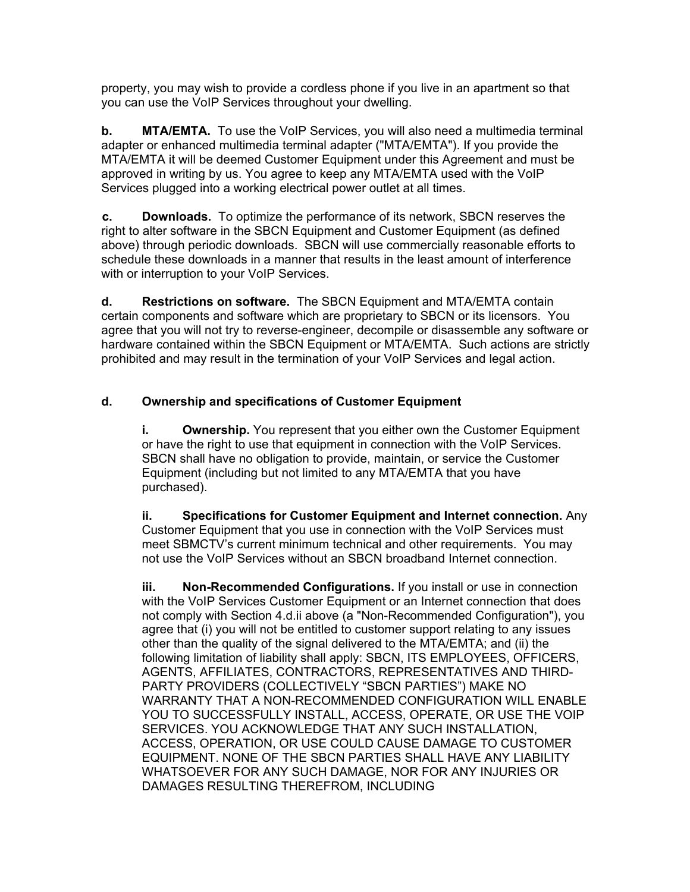property, you may wish to provide a cordless phone if you live in an apartment so that you can use the VoIP Services throughout your dwelling.

**b.** **MTA/EMTA.** To use the VoIP Services, you will also need a multimedia terminal adapter or enhanced multimedia terminal adapter ("MTA/EMTA"). If you provide the MTA/EMTA it will be deemed Customer Equipment under this Agreement and must be approved in writing by us. You agree to keep any MTA/EMTA used with the VoIP Services plugged into a working electrical power outlet at all times.

**c.** **Downloads.** To optimize the performance of its network, SBCN reserves the right to alter software in the SBCN Equipment and Customer Equipment (as defined above) through periodic downloads. SBCN will use commercially reasonable efforts to schedule these downloads in a manner that results in the least amount of interference with or interruption to your VoIP Services.

**d.** **Restrictions on software.** The SBCN Equipment and MTA/EMTA contain certain components and software which are proprietary to SBCN or its licensors. You agree that you will not try to reverse-engineer, decompile or disassemble any software or hardware contained within the SBCN Equipment or MTA/EMTA. Such actions are strictly prohibited and may result in the termination of your VoIP Services and legal action.

**d.** **Ownership and specifications of Customer Equipment**

> **i.** **Ownership.** You represent that you either own the Customer Equipment or have the right to use that equipment in connection with the VoIP Services. SBCN shall have no obligation to provide, maintain, or service the Customer Equipment (including but not limited to any MTA/EMTA that you have purchased).
>
> **ii.** **Specifications for Customer Equipment and Internet connection.** Any Customer Equipment that you use in connection with the VoIP Services must meet SBMCTV's current minimum technical and other requirements. You may not use the VoIP Services without an SBCN broadband Internet connection.
>
> **iii.** **Non-Recommended Configurations.** If you install or use in connection with the VoIP Services Customer Equipment or an Internet connection that does not comply with Section 4.d.ii above (a "Non-Recommended Configuration"), you agree that (i) you will not be entitled to customer support relating to any issues other than the quality of the signal delivered to the MTA/EMTA; and (ii) the following limitation of liability shall apply: SBCN, ITS EMPLOYEES, OFFICERS, AGENTS, AFFILIATES, CONTRACTORS, REPRESENTATIVES AND THIRD-PARTY PROVIDERS (COLLECTIVELY "SBCN PARTIES") MAKE NO WARRANTY THAT A NON-RECOMMENDED CONFIGURATION WILL ENABLE YOU TO SUCCESSFULLY INSTALL, ACCESS, OPERATE, OR USE THE VOIP SERVICES. YOU ACKNOWLEDGE THAT ANY SUCH INSTALLATION, ACCESS, OPERATION, OR USE COULD CAUSE DAMAGE TO CUSTOMER EQUIPMENT. NONE OF THE SBCN PARTIES SHALL HAVE ANY LIABILITY WHATSOEVER FOR ANY SUCH DAMAGE, NOR FOR ANY INJURIES OR DAMAGES RESULTING THEREFROM, INCLUDING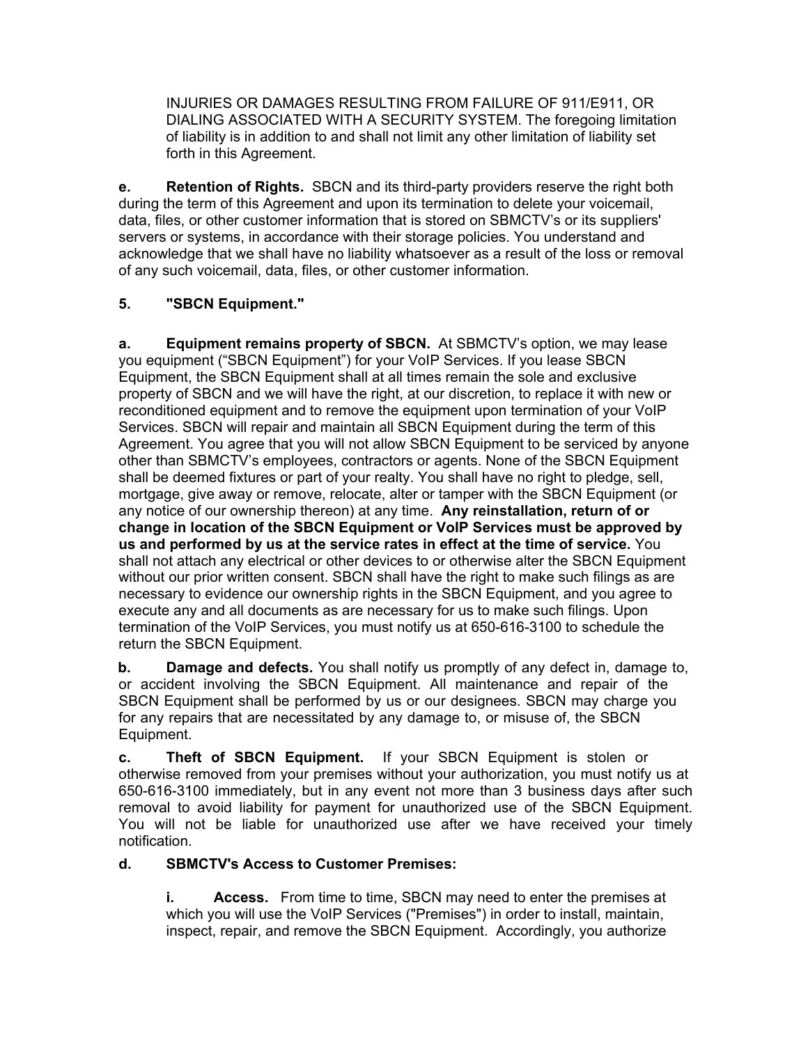INJURIES OR DAMAGES RESULTING FROM FAILURE OF 911/E911, OR DIALING ASSOCIATED WITH A SECURITY SYSTEM. The foregoing limitation of liability is in addition to and shall not limit any other limitation of liability set forth in this Agreement.

**e. Retention of Rights.** SBCN and its third-party providers reserve the right both during the term of this Agreement and upon its termination to delete your voicemail, data, files, or other customer information that is stored on SBMCTV's or its suppliers' servers or systems, in accordance with their storage policies. You understand and acknowledge that we shall have no liability whatsoever as a result of the loss or removal of any such voicemail, data, files, or other customer information.

**5. "SBCN Equipment."**

**a. Equipment remains property of SBCN.** At SBMCTV's option, we may lease you equipment ("SBCN Equipment") for your VoIP Services. If you lease SBCN Equipment, the SBCN Equipment shall at all times remain the sole and exclusive property of SBCN and we will have the right, at our discretion, to replace it with new or reconditioned equipment and to remove the equipment upon termination of your VoIP Services. SBCN will repair and maintain all SBCN Equipment during the term of this Agreement. You agree that you will not allow SBCN Equipment to be serviced by anyone other than SBMCTV's employees, contractors or agents. None of the SBCN Equipment shall be deemed fixtures or part of your realty. You shall have no right to pledge, sell, mortgage, give away or remove, relocate, alter or tamper with the SBCN Equipment (or any notice of our ownership thereon) at any time. **Any reinstallation, return of or change in location of the SBCN Equipment or VoIP Services must be approved by us and performed by us at the service rates in effect at the time of service.** You shall not attach any electrical or other devices to or otherwise alter the SBCN Equipment without our prior written consent. SBCN shall have the right to make such filings as are necessary to evidence our ownership rights in the SBCN Equipment, and you agree to execute any and all documents as are necessary for us to make such filings. Upon termination of the VoIP Services, you must notify us at 650-616-3100 to schedule the return the SBCN Equipment.

**b. Damage and defects.** You shall notify us promptly of any defect in, damage to, or accident involving the SBCN Equipment. All maintenance and repair of the SBCN Equipment shall be performed by us or our designees. SBCN may charge you for any repairs that are necessitated by any damage to, or misuse of, the SBCN Equipment.

**c. Theft of SBCN Equipment.** If your SBCN Equipment is stolen or otherwise removed from your premises without your authorization, you must notify us at 650-616-3100 immediately, but in any event not more than 3 business days after such removal to avoid liability for payment for unauthorized use of the SBCN Equipment. You will not be liable for unauthorized use after we have received your timely notification.

**d. SBMCTV's Access to Customer Premises:**

**i. Access.** From time to time, SBCN may need to enter the premises at which you will use the VoIP Services ("Premises") in order to install, maintain, inspect, repair, and remove the SBCN Equipment. Accordingly, you authorize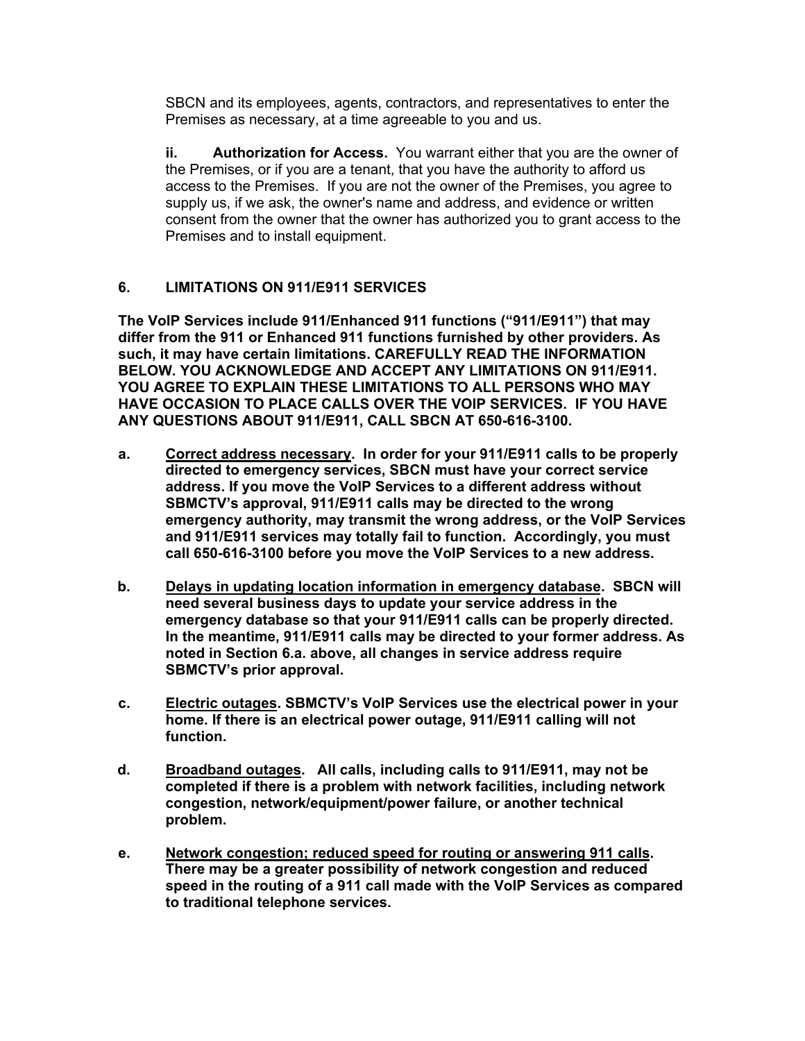SBCN and its employees, agents, contractors, and representatives to enter the Premises as necessary, at a time agreeable to you and us.

**ii. Authorization for Access.** You warrant either that you are the owner of the Premises, or if you are a tenant, that you have the authority to afford us access to the Premises. If you are not the owner of the Premises, you agree to supply us, if we ask, the owner's name and address, and evidence or written consent from the owner that the owner has authorized you to grant access to the Premises and to install equipment.

## 6. LIMITATIONS ON 911/E911 SERVICES

**The VoIP Services include 911/Enhanced 911 functions ("911/E911") that may differ from the 911 or Enhanced 911 functions furnished by other providers. As such, it may have certain limitations. CAREFULLY READ THE INFORMATION BELOW. YOU ACKNOWLEDGE AND ACCEPT ANY LIMITATIONS ON 911/E911. YOU AGREE TO EXPLAIN THESE LIMITATIONS TO ALL PERSONS WHO MAY HAVE OCCASION TO PLACE CALLS OVER THE VOIP SERVICES. IF YOU HAVE ANY QUESTIONS ABOUT 911/E911, CALL SBCN AT 650-616-3100.**

**a. <u>Correct address necessary</u>. In order for your 911/E911 calls to be properly directed to emergency services, SBCN must have your correct service address. If you move the VoIP Services to a different address without SBMCTV's approval, 911/E911 calls may be directed to the wrong emergency authority, may transmit the wrong address, or the VoIP Services and 911/E911 services may totally fail to function. Accordingly, you must call 650-616-3100 before you move the VoIP Services to a new address.**

**b. <u>Delays in updating location information in emergency database</u>. SBCN will need several business days to update your service address in the emergency database so that your 911/E911 calls can be properly directed. In the meantime, 911/E911 calls may be directed to your former address. As noted in Section 6.a. above, all changes in service address require SBMCTV's prior approval.**

**c. <u>Electric outages</u>. SBMCTV's VoIP Services use the electrical power in your home. If there is an electrical power outage, 911/E911 calling will not function.**

**d. <u>Broadband outages</u>. All calls, including calls to 911/E911, may not be completed if there is a problem with network facilities, including network congestion, network/equipment/power failure, or another technical problem.**

**e. <u>Network congestion; reduced speed for routing or answering 911 calls</u>. There may be a greater possibility of network congestion and reduced speed in the routing of a 911 call made with the VoIP Services as compared to traditional telephone services.**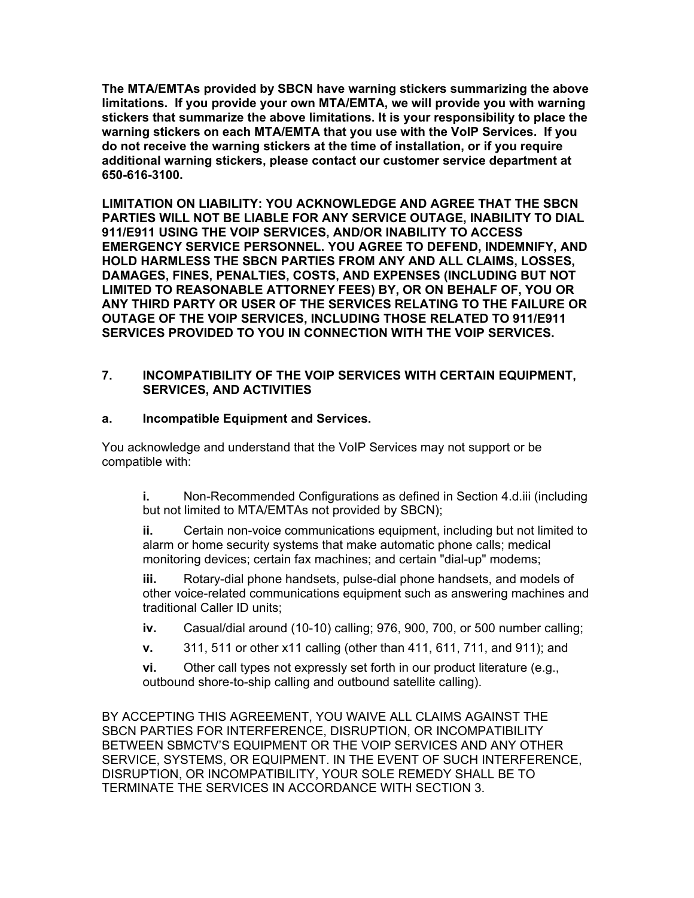**The MTA/EMTAs provided by SBCN have warning stickers summarizing the above limitations. If you provide your own MTA/EMTA, we will provide you with warning stickers that summarize the above limitations. It is your responsibility to place the warning stickers on each MTA/EMTA that you use with the VoIP Services. If you do not receive the warning stickers at the time of installation, or if you require additional warning stickers, please contact our customer service department at 650-616-3100.**

**LIMITATION ON LIABILITY: YOU ACKNOWLEDGE AND AGREE THAT THE SBCN PARTIES WILL NOT BE LIABLE FOR ANY SERVICE OUTAGE, INABILITY TO DIAL 911/E911 USING THE VOIP SERVICES, AND/OR INABILITY TO ACCESS EMERGENCY SERVICE PERSONNEL. YOU AGREE TO DEFEND, INDEMNIFY, AND HOLD HARMLESS THE SBCN PARTIES FROM ANY AND ALL CLAIMS, LOSSES, DAMAGES, FINES, PENALTIES, COSTS, AND EXPENSES (INCLUDING BUT NOT LIMITED TO REASONABLE ATTORNEY FEES) BY, OR ON BEHALF OF, YOU OR ANY THIRD PARTY OR USER OF THE SERVICES RELATING TO THE FAILURE OR OUTAGE OF THE VOIP SERVICES, INCLUDING THOSE RELATED TO 911/E911 SERVICES PROVIDED TO YOU IN CONNECTION WITH THE VOIP SERVICES.**

## 7. INCOMPATIBILITY OF THE VOIP SERVICES WITH CERTAIN EQUIPMENT, SERVICES, AND ACTIVITIES

### a. Incompatible Equipment and Services.

You acknowledge and understand that the VoIP Services may not support or be compatible with:

**i.** Non-Recommended Configurations as defined in Section 4.d.iii (including but not limited to MTA/EMTAs not provided by SBCN);

**ii.** Certain non-voice communications equipment, including but not limited to alarm or home security systems that make automatic phone calls; medical monitoring devices; certain fax machines; and certain "dial-up" modems;

**iii.** Rotary-dial phone handsets, pulse-dial phone handsets, and models of other voice-related communications equipment such as answering machines and traditional Caller ID units;

**iv.** Casual/dial around (10-10) calling; 976, 900, 700, or 500 number calling;

**v.** 311, 511 or other x11 calling (other than 411, 611, 711, and 911); and

**vi.** Other call types not expressly set forth in our product literature (e.g., outbound shore-to-ship calling and outbound satellite calling).

BY ACCEPTING THIS AGREEMENT, YOU WAIVE ALL CLAIMS AGAINST THE SBCN PARTIES FOR INTERFERENCE, DISRUPTION, OR INCOMPATIBILITY BETWEEN SBMCTV'S EQUIPMENT OR THE VOIP SERVICES AND ANY OTHER SERVICE, SYSTEMS, OR EQUIPMENT. IN THE EVENT OF SUCH INTERFERENCE, DISRUPTION, OR INCOMPATIBILITY, YOUR SOLE REMEDY SHALL BE TO TERMINATE THE SERVICES IN ACCORDANCE WITH SECTION 3.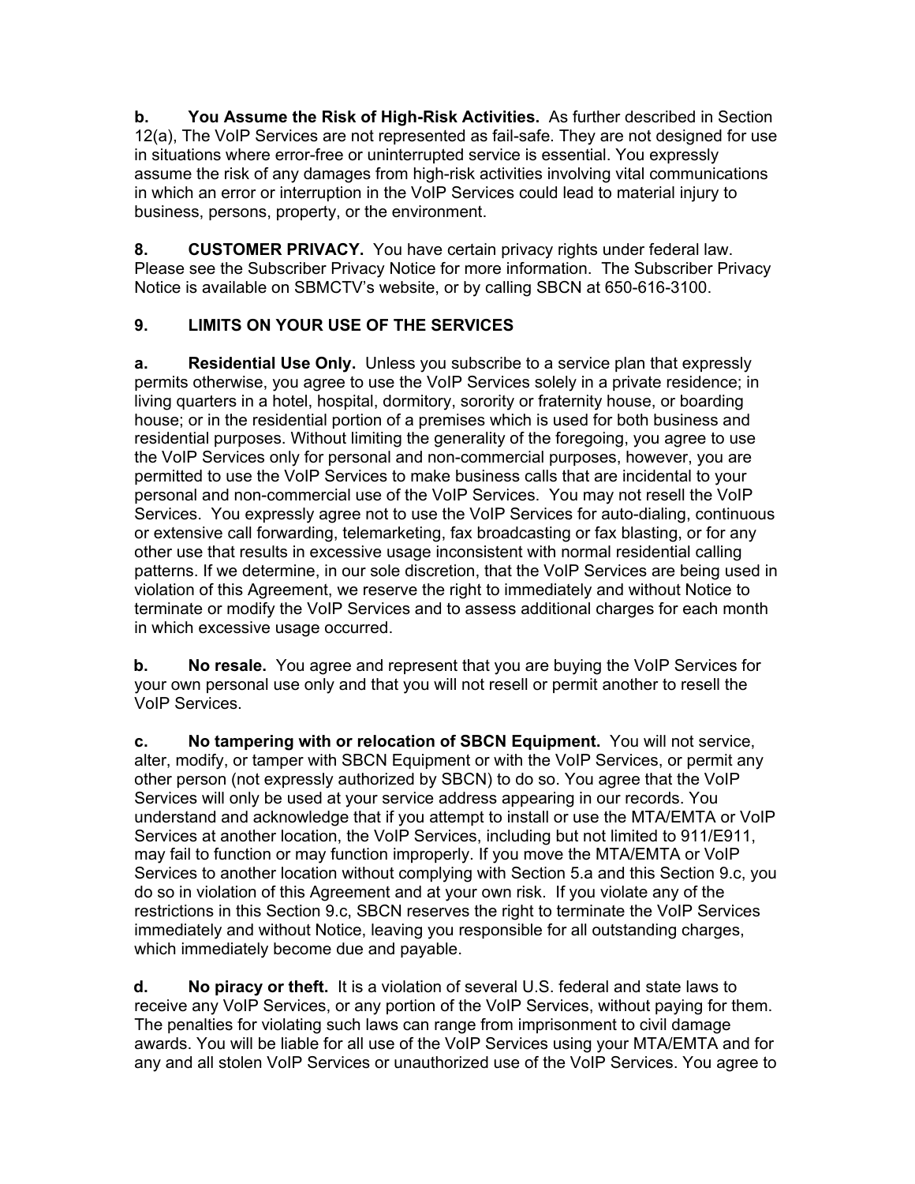**b. You Assume the Risk of High-Risk Activities.** As further described in Section 12(a), The VoIP Services are not represented as fail-safe. They are not designed for use in situations where error-free or uninterrupted service is essential. You expressly assume the risk of any damages from high-risk activities involving vital communications in which an error or interruption in the VoIP Services could lead to material injury to business, persons, property, or the environment.

**8. CUSTOMER PRIVACY.** You have certain privacy rights under federal law. Please see the Subscriber Privacy Notice for more information. The Subscriber Privacy Notice is available on SBMCTV's website, or by calling SBCN at 650-616-3100.

**9. LIMITS ON YOUR USE OF THE SERVICES**

**a. Residential Use Only.** Unless you subscribe to a service plan that expressly permits otherwise, you agree to use the VoIP Services solely in a private residence; in living quarters in a hotel, hospital, dormitory, sorority or fraternity house, or boarding house; or in the residential portion of a premises which is used for both business and residential purposes. Without limiting the generality of the foregoing, you agree to use the VoIP Services only for personal and non-commercial purposes, however, you are permitted to use the VoIP Services to make business calls that are incidental to your personal and non-commercial use of the VoIP Services. You may not resell the VoIP Services. You expressly agree not to use the VoIP Services for auto-dialing, continuous or extensive call forwarding, telemarketing, fax broadcasting or fax blasting, or for any other use that results in excessive usage inconsistent with normal residential calling patterns. If we determine, in our sole discretion, that the VoIP Services are being used in violation of this Agreement, we reserve the right to immediately and without Notice to terminate or modify the VoIP Services and to assess additional charges for each month in which excessive usage occurred.

**b. No resale.** You agree and represent that you are buying the VoIP Services for your own personal use only and that you will not resell or permit another to resell the VoIP Services.

**c. No tampering with or relocation of SBCN Equipment.** You will not service, alter, modify, or tamper with SBCN Equipment or with the VoIP Services, or permit any other person (not expressly authorized by SBCN) to do so. You agree that the VoIP Services will only be used at your service address appearing in our records. You understand and acknowledge that if you attempt to install or use the MTA/EMTA or VoIP Services at another location, the VoIP Services, including but not limited to 911/E911, may fail to function or may function improperly. If you move the MTA/EMTA or VoIP Services to another location without complying with Section 5.a and this Section 9.c, you do so in violation of this Agreement and at your own risk. If you violate any of the restrictions in this Section 9.c, SBCN reserves the right to terminate the VoIP Services immediately and without Notice, leaving you responsible for all outstanding charges, which immediately become due and payable.

**d. No piracy or theft.** It is a violation of several U.S. federal and state laws to receive any VoIP Services, or any portion of the VoIP Services, without paying for them. The penalties for violating such laws can range from imprisonment to civil damage awards. You will be liable for all use of the VoIP Services using your MTA/EMTA and for any and all stolen VoIP Services or unauthorized use of the VoIP Services. You agree to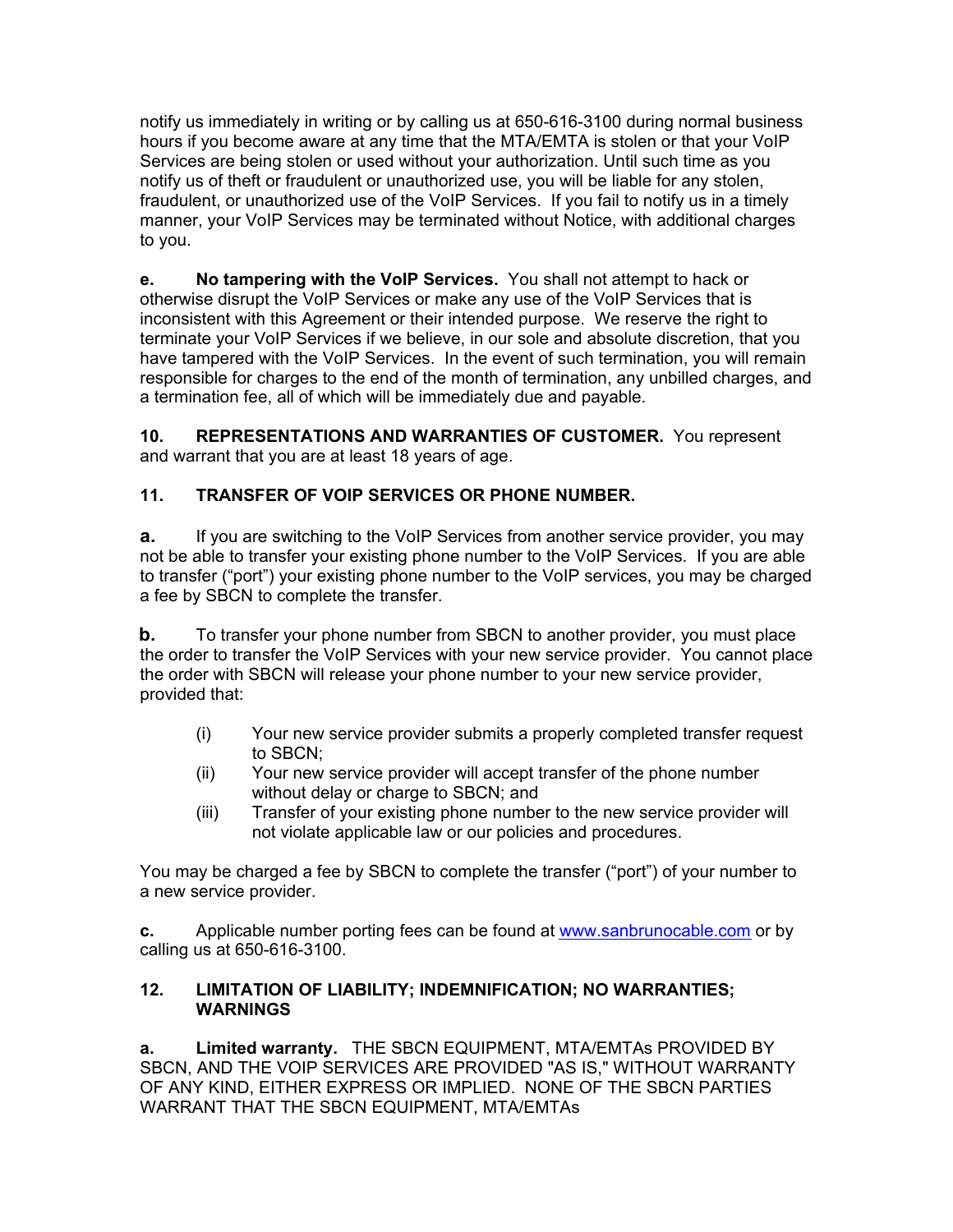notify us immediately in writing or by calling us at 650-616-3100 during normal business hours if you become aware at any time that the MTA/EMTA is stolen or that your VoIP Services are being stolen or used without your authorization. Until such time as you notify us of theft or fraudulent or unauthorized use, you will be liable for any stolen, fraudulent, or unauthorized use of the VoIP Services. If you fail to notify us in a timely manner, your VoIP Services may be terminated without Notice, with additional charges to you.

**e. No tampering with the VoIP Services.** You shall not attempt to hack or otherwise disrupt the VoIP Services or make any use of the VoIP Services that is inconsistent with this Agreement or their intended purpose. We reserve the right to terminate your VoIP Services if we believe, in our sole and absolute discretion, that you have tampered with the VoIP Services. In the event of such termination, you will remain responsible for charges to the end of the month of termination, any unbilled charges, and a termination fee, all of which will be immediately due and payable.

**10. REPRESENTATIONS AND WARRANTIES OF CUSTOMER.** You represent and warrant that you are at least 18 years of age.

**11. TRANSFER OF VOIP SERVICES OR PHONE NUMBER.**

**a.** If you are switching to the VoIP Services from another service provider, you may not be able to transfer your existing phone number to the VoIP Services. If you are able to transfer ("port") your existing phone number to the VoIP services, you may be charged a fee by SBCN to complete the transfer.

**b.** To transfer your phone number from SBCN to another provider, you must place the order to transfer the VoIP Services with your new service provider. You cannot place the order with SBCN will release your phone number to your new service provider, provided that:

(i) Your new service provider submits a properly completed transfer request to SBCN;
(ii) Your new service provider will accept transfer of the phone number without delay or charge to SBCN; and
(iii) Transfer of your existing phone number to the new service provider will not violate applicable law or our policies and procedures.

You may be charged a fee by SBCN to complete the transfer ("port") of your number to a new service provider.

**c.** Applicable number porting fees can be found at www.sanbrunocable.com or by calling us at 650-616-3100.

**12. LIMITATION OF LIABILITY; INDEMNIFICATION; NO WARRANTIES; WARNINGS**

**a. Limited warranty.** THE SBCN EQUIPMENT, MTA/EMTAs PROVIDED BY SBCN, AND THE VOIP SERVICES ARE PROVIDED "AS IS," WITHOUT WARRANTY OF ANY KIND, EITHER EXPRESS OR IMPLIED. NONE OF THE SBCN PARTIES WARRANT THAT THE SBCN EQUIPMENT, MTA/EMTAs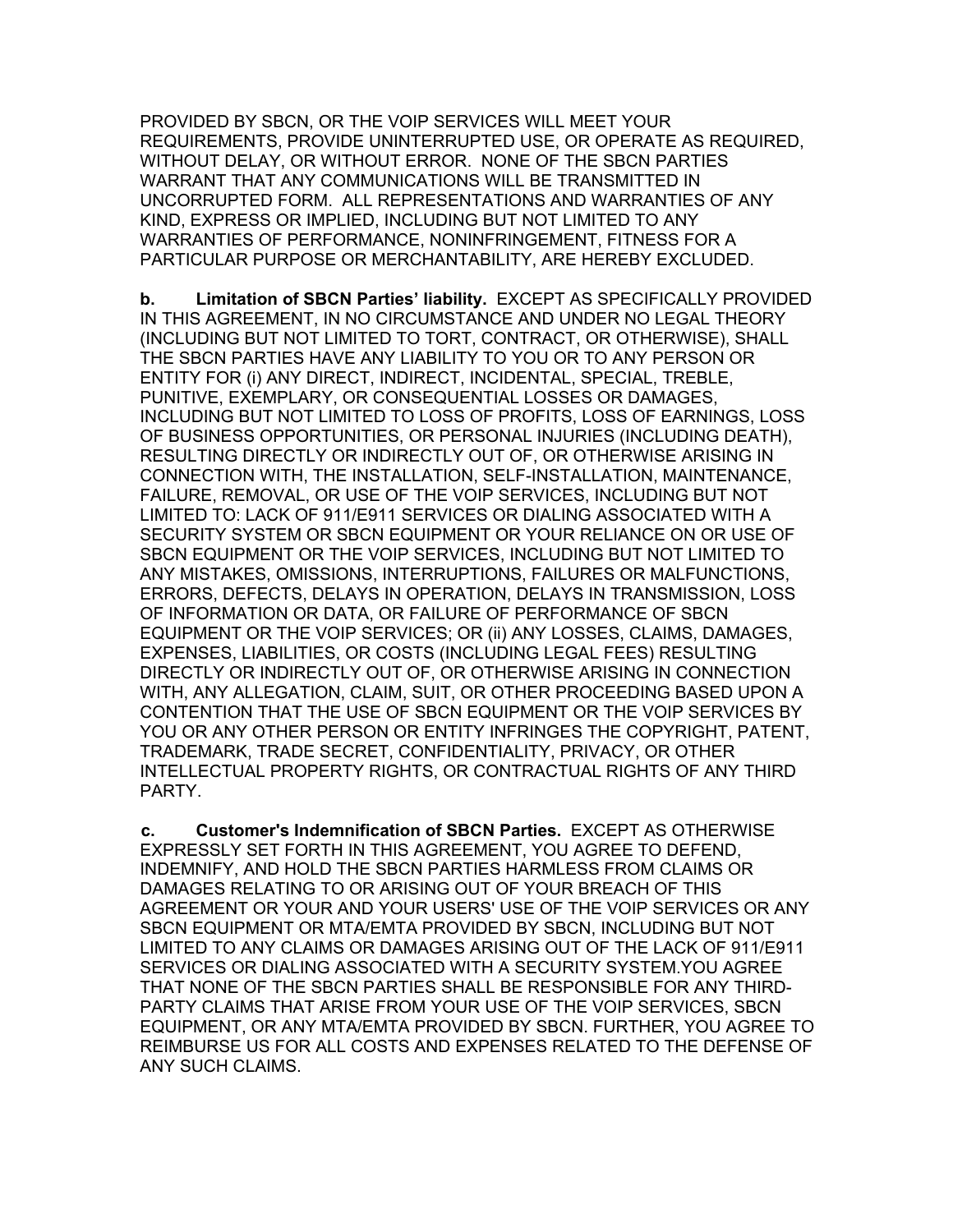PROVIDED BY SBCN, OR THE VOIP SERVICES WILL MEET YOUR REQUIREMENTS, PROVIDE UNINTERRUPTED USE, OR OPERATE AS REQUIRED, WITHOUT DELAY, OR WITHOUT ERROR. NONE OF THE SBCN PARTIES WARRANT THAT ANY COMMUNICATIONS WILL BE TRANSMITTED IN UNCORRUPTED FORM. ALL REPRESENTATIONS AND WARRANTIES OF ANY KIND, EXPRESS OR IMPLIED, INCLUDING BUT NOT LIMITED TO ANY WARRANTIES OF PERFORMANCE, NONINFRINGEMENT, FITNESS FOR A PARTICULAR PURPOSE OR MERCHANTABILITY, ARE HEREBY EXCLUDED.

**b. Limitation of SBCN Parties' liability.** EXCEPT AS SPECIFICALLY PROVIDED IN THIS AGREEMENT, IN NO CIRCUMSTANCE AND UNDER NO LEGAL THEORY (INCLUDING BUT NOT LIMITED TO TORT, CONTRACT, OR OTHERWISE), SHALL THE SBCN PARTIES HAVE ANY LIABILITY TO YOU OR TO ANY PERSON OR ENTITY FOR (i) ANY DIRECT, INDIRECT, INCIDENTAL, SPECIAL, TREBLE, PUNITIVE, EXEMPLARY, OR CONSEQUENTIAL LOSSES OR DAMAGES, INCLUDING BUT NOT LIMITED TO LOSS OF PROFITS, LOSS OF EARNINGS, LOSS OF BUSINESS OPPORTUNITIES, OR PERSONAL INJURIES (INCLUDING DEATH), RESULTING DIRECTLY OR INDIRECTLY OUT OF, OR OTHERWISE ARISING IN CONNECTION WITH, THE INSTALLATION, SELF-INSTALLATION, MAINTENANCE, FAILURE, REMOVAL, OR USE OF THE VOIP SERVICES, INCLUDING BUT NOT LIMITED TO: LACK OF 911/E911 SERVICES OR DIALING ASSOCIATED WITH A SECURITY SYSTEM OR SBCN EQUIPMENT OR YOUR RELIANCE ON OR USE OF SBCN EQUIPMENT OR THE VOIP SERVICES, INCLUDING BUT NOT LIMITED TO ANY MISTAKES, OMISSIONS, INTERRUPTIONS, FAILURES OR MALFUNCTIONS, ERRORS, DEFECTS, DELAYS IN OPERATION, DELAYS IN TRANSMISSION, LOSS OF INFORMATION OR DATA, OR FAILURE OF PERFORMANCE OF SBCN EQUIPMENT OR THE VOIP SERVICES; OR (ii) ANY LOSSES, CLAIMS, DAMAGES, EXPENSES, LIABILITIES, OR COSTS (INCLUDING LEGAL FEES) RESULTING DIRECTLY OR INDIRECTLY OUT OF, OR OTHERWISE ARISING IN CONNECTION WITH, ANY ALLEGATION, CLAIM, SUIT, OR OTHER PROCEEDING BASED UPON A CONTENTION THAT THE USE OF SBCN EQUIPMENT OR THE VOIP SERVICES BY YOU OR ANY OTHER PERSON OR ENTITY INFRINGES THE COPYRIGHT, PATENT, TRADEMARK, TRADE SECRET, CONFIDENTIALITY, PRIVACY, OR OTHER INTELLECTUAL PROPERTY RIGHTS, OR CONTRACTUAL RIGHTS OF ANY THIRD PARTY.

**c. Customer's Indemnification of SBCN Parties.** EXCEPT AS OTHERWISE EXPRESSLY SET FORTH IN THIS AGREEMENT, YOU AGREE TO DEFEND, INDEMNIFY, AND HOLD THE SBCN PARTIES HARMLESS FROM CLAIMS OR DAMAGES RELATING TO OR ARISING OUT OF YOUR BREACH OF THIS AGREEMENT OR YOUR AND YOUR USERS' USE OF THE VOIP SERVICES OR ANY SBCN EQUIPMENT OR MTA/EMTA PROVIDED BY SBCN, INCLUDING BUT NOT LIMITED TO ANY CLAIMS OR DAMAGES ARISING OUT OF THE LACK OF 911/E911 SERVICES OR DIALING ASSOCIATED WITH A SECURITY SYSTEM.YOU AGREE THAT NONE OF THE SBCN PARTIES SHALL BE RESPONSIBLE FOR ANY THIRD-PARTY CLAIMS THAT ARISE FROM YOUR USE OF THE VOIP SERVICES, SBCN EQUIPMENT, OR ANY MTA/EMTA PROVIDED BY SBCN. FURTHER, YOU AGREE TO REIMBURSE US FOR ALL COSTS AND EXPENSES RELATED TO THE DEFENSE OF ANY SUCH CLAIMS.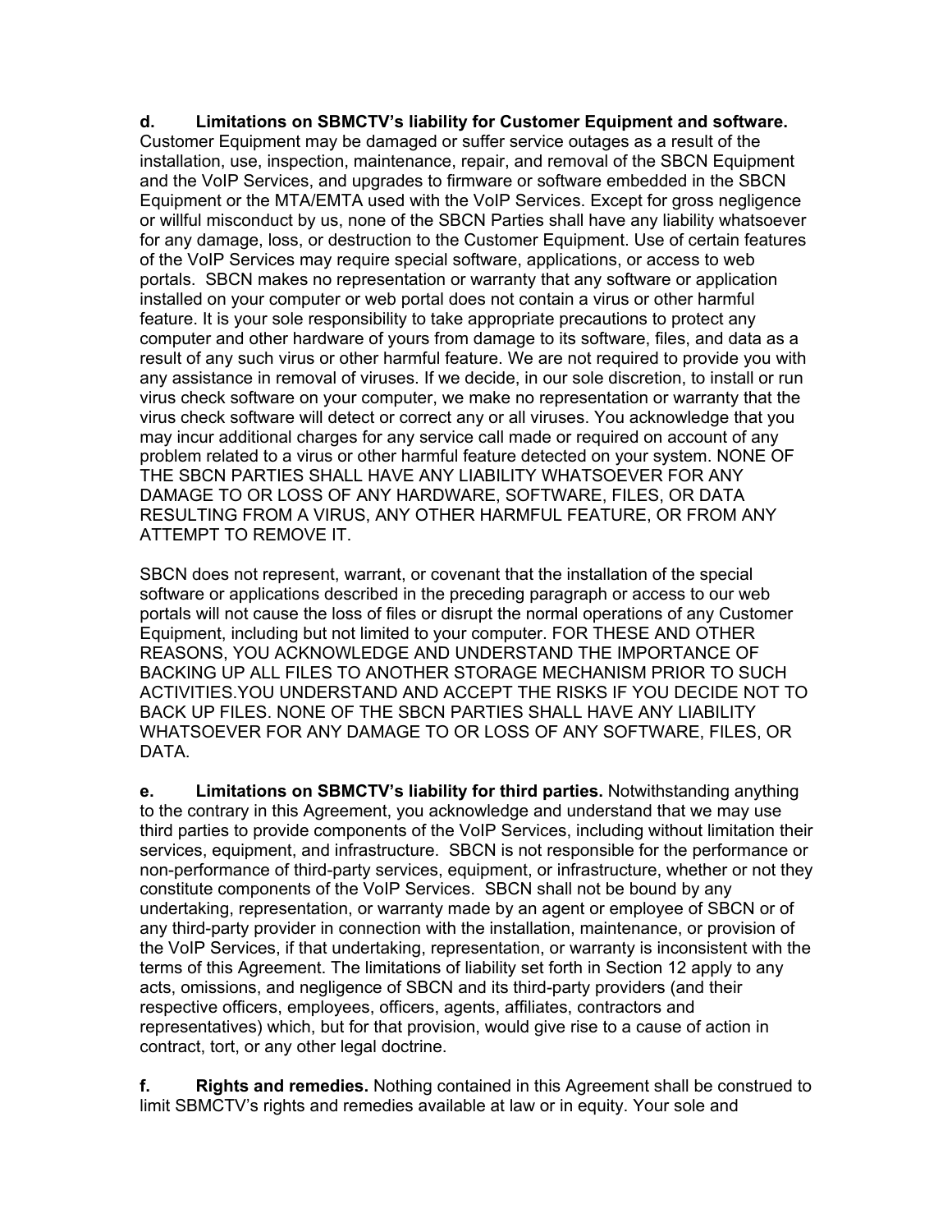**d. Limitations on SBMCTV's liability for Customer Equipment and software.** Customer Equipment may be damaged or suffer service outages as a result of the installation, use, inspection, maintenance, repair, and removal of the SBCN Equipment and the VoIP Services, and upgrades to firmware or software embedded in the SBCN Equipment or the MTA/EMTA used with the VoIP Services. Except for gross negligence or willful misconduct by us, none of the SBCN Parties shall have any liability whatsoever for any damage, loss, or destruction to the Customer Equipment. Use of certain features of the VoIP Services may require special software, applications, or access to web portals. SBCN makes no representation or warranty that any software or application installed on your computer or web portal does not contain a virus or other harmful feature. It is your sole responsibility to take appropriate precautions to protect any computer and other hardware of yours from damage to its software, files, and data as a result of any such virus or other harmful feature. We are not required to provide you with any assistance in removal of viruses. If we decide, in our sole discretion, to install or run virus check software on your computer, we make no representation or warranty that the virus check software will detect or correct any or all viruses. You acknowledge that you may incur additional charges for any service call made or required on account of any problem related to a virus or other harmful feature detected on your system. NONE OF THE SBCN PARTIES SHALL HAVE ANY LIABILITY WHATSOEVER FOR ANY DAMAGE TO OR LOSS OF ANY HARDWARE, SOFTWARE, FILES, OR DATA RESULTING FROM A VIRUS, ANY OTHER HARMFUL FEATURE, OR FROM ANY ATTEMPT TO REMOVE IT.

SBCN does not represent, warrant, or covenant that the installation of the special software or applications described in the preceding paragraph or access to our web portals will not cause the loss of files or disrupt the normal operations of any Customer Equipment, including but not limited to your computer. FOR THESE AND OTHER REASONS, YOU ACKNOWLEDGE AND UNDERSTAND THE IMPORTANCE OF BACKING UP ALL FILES TO ANOTHER STORAGE MECHANISM PRIOR TO SUCH ACTIVITIES.YOU UNDERSTAND AND ACCEPT THE RISKS IF YOU DECIDE NOT TO BACK UP FILES. NONE OF THE SBCN PARTIES SHALL HAVE ANY LIABILITY WHATSOEVER FOR ANY DAMAGE TO OR LOSS OF ANY SOFTWARE, FILES, OR DATA.

**e. Limitations on SBMCTV's liability for third parties.** Notwithstanding anything to the contrary in this Agreement, you acknowledge and understand that we may use third parties to provide components of the VoIP Services, including without limitation their services, equipment, and infrastructure. SBCN is not responsible for the performance or non-performance of third-party services, equipment, or infrastructure, whether or not they constitute components of the VoIP Services. SBCN shall not be bound by any undertaking, representation, or warranty made by an agent or employee of SBCN or of any third-party provider in connection with the installation, maintenance, or provision of the VoIP Services, if that undertaking, representation, or warranty is inconsistent with the terms of this Agreement. The limitations of liability set forth in Section 12 apply to any acts, omissions, and negligence of SBCN and its third-party providers (and their respective officers, employees, officers, agents, affiliates, contractors and representatives) which, but for that provision, would give rise to a cause of action in contract, tort, or any other legal doctrine.

**f. Rights and remedies.** Nothing contained in this Agreement shall be construed to limit SBMCTV's rights and remedies available at law or in equity. Your sole and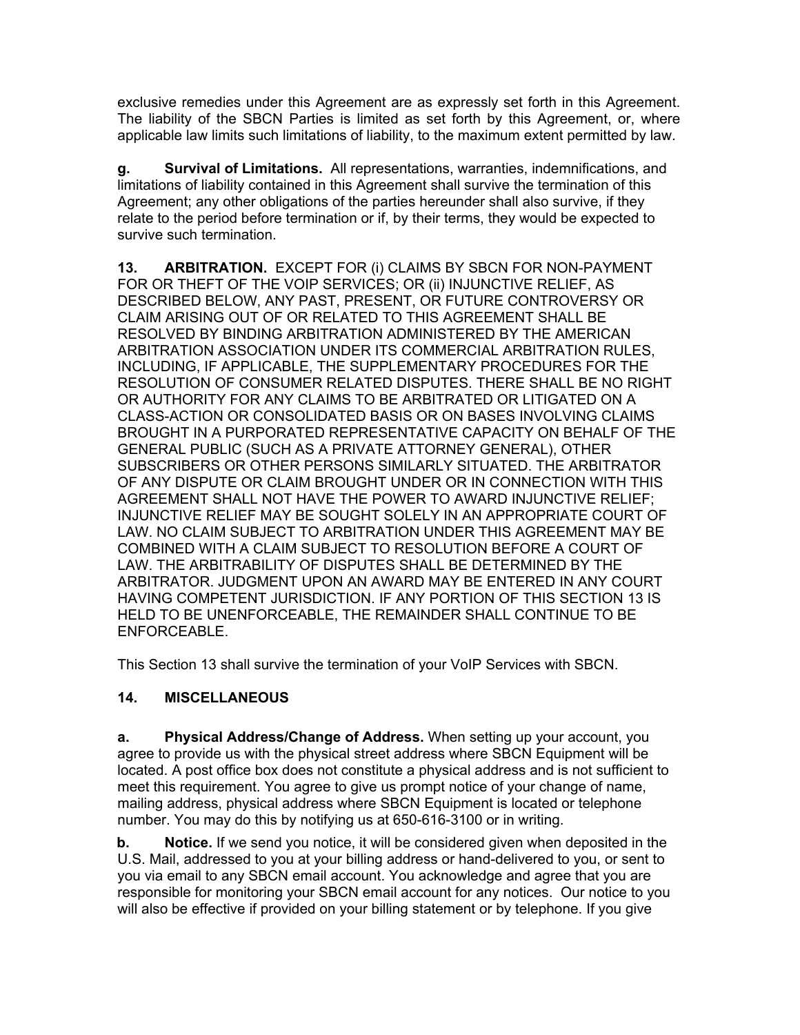exclusive remedies under this Agreement are as expressly set forth in this Agreement. The liability of the SBCN Parties is limited as set forth by this Agreement, or, where applicable law limits such limitations of liability, to the maximum extent permitted by law.

**g. Survival of Limitations.** All representations, warranties, indemnifications, and limitations of liability contained in this Agreement shall survive the termination of this Agreement; any other obligations of the parties hereunder shall also survive, if they relate to the period before termination or if, by their terms, they would be expected to survive such termination.

**13. ARBITRATION.** EXCEPT FOR (i) CLAIMS BY SBCN FOR NON-PAYMENT FOR OR THEFT OF THE VOIP SERVICES; OR (ii) INJUNCTIVE RELIEF, AS DESCRIBED BELOW, ANY PAST, PRESENT, OR FUTURE CONTROVERSY OR CLAIM ARISING OUT OF OR RELATED TO THIS AGREEMENT SHALL BE RESOLVED BY BINDING ARBITRATION ADMINISTERED BY THE AMERICAN ARBITRATION ASSOCIATION UNDER ITS COMMERCIAL ARBITRATION RULES, INCLUDING, IF APPLICABLE, THE SUPPLEMENTARY PROCEDURES FOR THE RESOLUTION OF CONSUMER RELATED DISPUTES. THERE SHALL BE NO RIGHT OR AUTHORITY FOR ANY CLAIMS TO BE ARBITRATED OR LITIGATED ON A CLASS-ACTION OR CONSOLIDATED BASIS OR ON BASES INVOLVING CLAIMS BROUGHT IN A PURPORATED REPRESENTATIVE CAPACITY ON BEHALF OF THE GENERAL PUBLIC (SUCH AS A PRIVATE ATTORNEY GENERAL), OTHER SUBSCRIBERS OR OTHER PERSONS SIMILARLY SITUATED. THE ARBITRATOR OF ANY DISPUTE OR CLAIM BROUGHT UNDER OR IN CONNECTION WITH THIS AGREEMENT SHALL NOT HAVE THE POWER TO AWARD INJUNCTIVE RELIEF; INJUNCTIVE RELIEF MAY BE SOUGHT SOLELY IN AN APPROPRIATE COURT OF LAW. NO CLAIM SUBJECT TO ARBITRATION UNDER THIS AGREEMENT MAY BE COMBINED WITH A CLAIM SUBJECT TO RESOLUTION BEFORE A COURT OF LAW. THE ARBITRABILITY OF DISPUTES SHALL BE DETERMINED BY THE ARBITRATOR. JUDGMENT UPON AN AWARD MAY BE ENTERED IN ANY COURT HAVING COMPETENT JURISDICTION. IF ANY PORTION OF THIS SECTION 13 IS HELD TO BE UNENFORCEABLE, THE REMAINDER SHALL CONTINUE TO BE ENFORCEABLE.

This Section 13 shall survive the termination of your VoIP Services with SBCN.

**14. MISCELLANEOUS**

**a. Physical Address/Change of Address.** When setting up your account, you agree to provide us with the physical street address where SBCN Equipment will be located. A post office box does not constitute a physical address and is not sufficient to meet this requirement. You agree to give us prompt notice of your change of name, mailing address, physical address where SBCN Equipment is located or telephone number. You may do this by notifying us at 650-616-3100 or in writing.

**b. Notice.** If we send you notice, it will be considered given when deposited in the U.S. Mail, addressed to you at your billing address or hand-delivered to you, or sent to you via email to any SBCN email account. You acknowledge and agree that you are responsible for monitoring your SBCN email account for any notices. Our notice to you will also be effective if provided on your billing statement or by telephone. If you give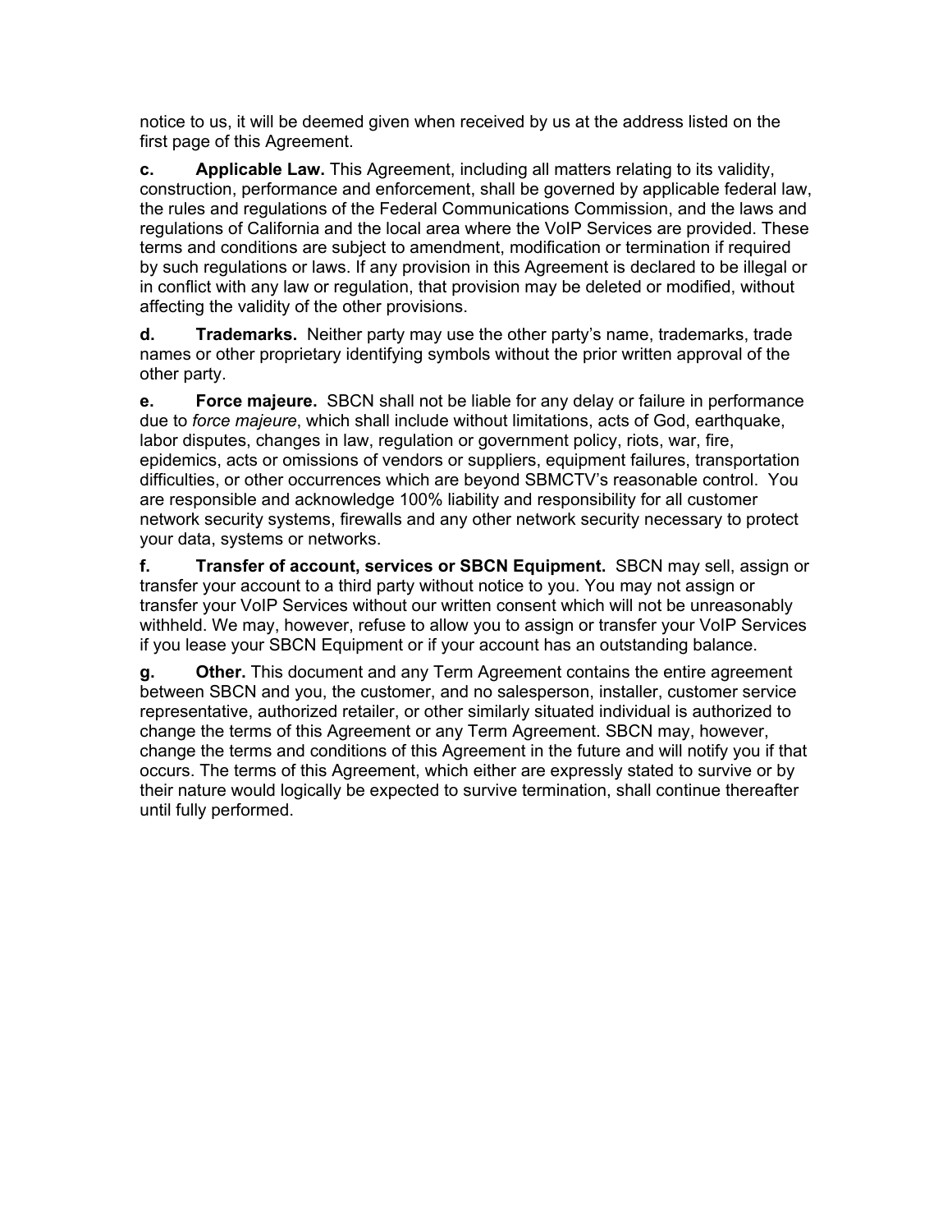notice to us, it will be deemed given when received by us at the address listed on the first page of this Agreement.

**c. Applicable Law.** This Agreement, including all matters relating to its validity, construction, performance and enforcement, shall be governed by applicable federal law, the rules and regulations of the Federal Communications Commission, and the laws and regulations of California and the local area where the VoIP Services are provided. These terms and conditions are subject to amendment, modification or termination if required by such regulations or laws. If any provision in this Agreement is declared to be illegal or in conflict with any law or regulation, that provision may be deleted or modified, without affecting the validity of the other provisions.

**d. Trademarks.** Neither party may use the other party's name, trademarks, trade names or other proprietary identifying symbols without the prior written approval of the other party.

**e. Force majeure.** SBCN shall not be liable for any delay or failure in performance due to *force majeure*, which shall include without limitations, acts of God, earthquake, labor disputes, changes in law, regulation or government policy, riots, war, fire, epidemics, acts or omissions of vendors or suppliers, equipment failures, transportation difficulties, or other occurrences which are beyond SBMCTV's reasonable control. You are responsible and acknowledge 100% liability and responsibility for all customer network security systems, firewalls and any other network security necessary to protect your data, systems or networks.

**f. Transfer of account, services or SBCN Equipment.** SBCN may sell, assign or transfer your account to a third party without notice to you. You may not assign or transfer your VoIP Services without our written consent which will not be unreasonably withheld. We may, however, refuse to allow you to assign or transfer your VoIP Services if you lease your SBCN Equipment or if your account has an outstanding balance.

**g. Other.** This document and any Term Agreement contains the entire agreement between SBCN and you, the customer, and no salesperson, installer, customer service representative, authorized retailer, or other similarly situated individual is authorized to change the terms of this Agreement or any Term Agreement. SBCN may, however, change the terms and conditions of this Agreement in the future and will notify you if that occurs. The terms of this Agreement, which either are expressly stated to survive or by their nature would logically be expected to survive termination, shall continue thereafter until fully performed.